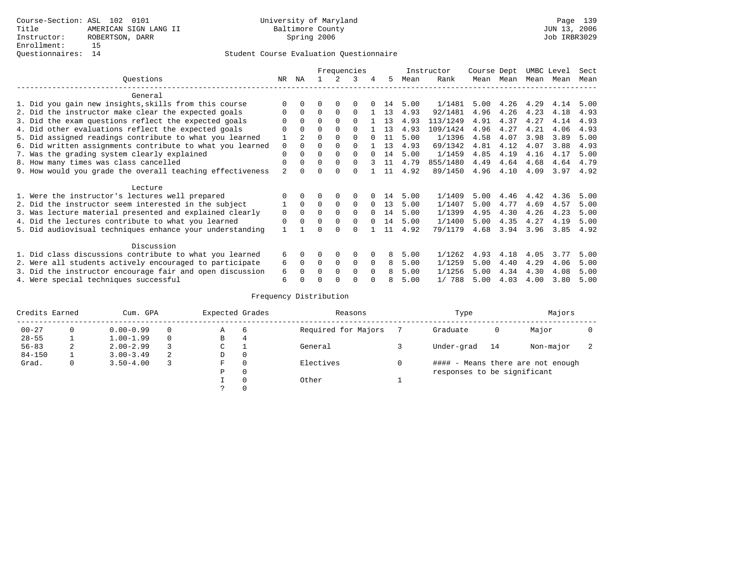Course-Section: ASL 102 0101
Title: AMERICAN SIGN LANG II
Instructor: ROBERTSON, DARR
Enrollment: 15
Questionnaires: 14

University of Maryland
Baltimore County
Spring 2006

Student Course Evaluation Questionnaire

| Questions | NR | NA | 1 | 2 | 3 | 4 | 5 | Instructor Mean | Instructor Rank | Course Mean | Dept Mean | UMBC Mean | Level Mean | Sect Mean |
|---|---|---|---|---|---|---|---|---|---|---|---|---|---|---|
| **General** | | | | | | | | | | | | | | |
| 1. Did you gain new insights,skills from this course | 0 | 0 | 0 | 0 | 0 | 0 | 14 | 5.00 | 1/1481 | 5.00 | 4.26 | 4.29 | 4.14 | 5.00 |
| 2. Did the instructor make clear the expected goals | 0 | 0 | 0 | 0 | 0 | 1 | 13 | 4.93 | 92/1481 | 4.96 | 4.26 | 4.23 | 4.18 | 4.93 |
| 3. Did the exam questions reflect the expected goals | 0 | 0 | 0 | 0 | 0 | 1 | 13 | 4.93 | 113/1249 | 4.91 | 4.37 | 4.27 | 4.14 | 4.93 |
| 4. Did other evaluations reflect the expected goals | 0 | 0 | 0 | 0 | 0 | 1 | 13 | 4.93 | 109/1424 | 4.96 | 4.27 | 4.21 | 4.06 | 4.93 |
| 5. Did assigned readings contribute to what you learned | 1 | 2 | 0 | 0 | 0 | 0 | 11 | 5.00 | 1/1396 | 4.58 | 4.07 | 3.98 | 3.89 | 5.00 |
| 6. Did written assignments contribute to what you learned | 0 | 0 | 0 | 0 | 0 | 1 | 13 | 4.93 | 69/1342 | 4.81 | 4.12 | 4.07 | 3.88 | 4.93 |
| 7. Was the grading system clearly explained | 0 | 0 | 0 | 0 | 0 | 0 | 14 | 5.00 | 1/1459 | 4.85 | 4.19 | 4.16 | 4.17 | 5.00 |
| 8. How many times was class cancelled | 0 | 0 | 0 | 0 | 0 | 3 | 11 | 4.79 | 855/1480 | 4.49 | 4.64 | 4.68 | 4.64 | 4.79 |
| 9. How would you grade the overall teaching effectiveness | 2 | 0 | 0 | 0 | 0 | 1 | 11 | 4.92 | 89/1450 | 4.96 | 4.10 | 4.09 | 3.97 | 4.92 |
| **Lecture** | | | | | | | | | | | | | | |
| 1. Were the instructor's lectures well prepared | 0 | 0 | 0 | 0 | 0 | 0 | 14 | 5.00 | 1/1409 | 5.00 | 4.46 | 4.42 | 4.36 | 5.00 |
| 2. Did the instructor seem interested in the subject | 1 | 0 | 0 | 0 | 0 | 0 | 13 | 5.00 | 1/1407 | 5.00 | 4.77 | 4.69 | 4.57 | 5.00 |
| 3. Was lecture material presented and explained clearly | 0 | 0 | 0 | 0 | 0 | 0 | 14 | 5.00 | 1/1399 | 4.95 | 4.30 | 4.26 | 4.23 | 5.00 |
| 4. Did the lectures contribute to what you learned | 0 | 0 | 0 | 0 | 0 | 0 | 14 | 5.00 | 1/1400 | 5.00 | 4.35 | 4.27 | 4.19 | 5.00 |
| 5. Did audiovisual techniques enhance your understanding | 1 | 1 | 0 | 0 | 0 | 1 | 11 | 4.92 | 79/1179 | 4.68 | 3.94 | 3.96 | 3.85 | 4.92 |
| **Discussion** | | | | | | | | | | | | | | |
| 1. Did class discussions contribute to what you learned | 6 | 0 | 0 | 0 | 0 | 0 | 8 | 5.00 | 1/1262 | 4.93 | 4.18 | 4.05 | 3.77 | 5.00 |
| 2. Were all students actively encouraged to participate | 6 | 0 | 0 | 0 | 0 | 0 | 8 | 5.00 | 1/1259 | 5.00 | 4.40 | 4.29 | 4.06 | 5.00 |
| 3. Did the instructor encourage fair and open discussion | 6 | 0 | 0 | 0 | 0 | 0 | 8 | 5.00 | 1/1256 | 5.00 | 4.34 | 4.30 | 4.08 | 5.00 |
| 4. Were special techniques successful | 6 | 0 | 0 | 0 | 0 | 0 | 8 | 5.00 | 1/ 788 | 5.00 | 4.03 | 4.00 | 3.80 | 5.00 |

## Frequency Distribution

| Credits Earned | | Cum. GPA | | Expected Grades | | Reasons | | Type | | Majors | |
|---|---|---|---|---|---|---|---|---|---|---|---|
| 00-27 | 0 | 0.00-0.99 | 0 | A | 6 | Required for Majors | 7 | Graduate | 0 | Major | 0 |
| 28-55 | 1 | 1.00-1.99 | 0 | B | 4 | | | | | | |
| 56-83 | 2 | 2.00-2.99 | 3 | C | 1 | General | 3 | Under-grad | 14 | Non-major | 2 |
| 84-150 | 1 | 3.00-3.49 | 2 | D | 0 | | | | | | |
| Grad. | 0 | 3.50-4.00 | 3 | F | 0 | Electives | 0 | #### - Means there are not enough responses to be significant | | | |
| | | | | P | 0 | | | | | | |
| | | | | I | 0 | Other | 1 | | | | |
| | | | | ? | 0 | | | | | | |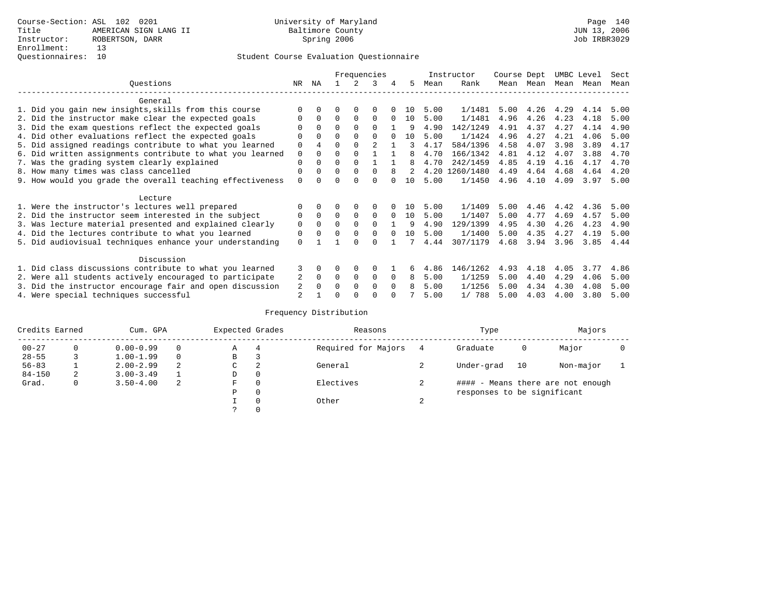Course-Section: ASL 102 0201
Title: AMERICAN SIGN LANG II
Instructor: ROBERTSON, DARR
Enrollment: 13
Questionnaires: 10

University of Maryland
Baltimore County
Spring 2006

JUN 13, 2006
Job IRBR3029

## Student Course Evaluation Questionnaire

| Questions | NR | NA | 1 | 2 | 3 | 4 | 5 | Instructor Mean | Instructor Rank | Course Mean | Dept Mean | UMBC Mean | Level Mean | Sect Mean |
|---|---|---|---|---|---|---|---|---|---|---|---|---|---|---|
| **General** | | | | | | | | | | | | | | |
| 1. Did you gain new insights,skills from this course | 0 | 0 | 0 | 0 | 0 | 0 | 10 | 5.00 | 1/1481 | 5.00 | 4.26 | 4.29 | 4.14 | 5.00 |
| 2. Did the instructor make clear the expected goals | 0 | 0 | 0 | 0 | 0 | 0 | 10 | 5.00 | 1/1481 | 4.96 | 4.26 | 4.23 | 4.18 | 5.00 |
| 3. Did the exam questions reflect the expected goals | 0 | 0 | 0 | 0 | 0 | 1 | 9 | 4.90 | 142/1249 | 4.91 | 4.37 | 4.27 | 4.14 | 4.90 |
| 4. Did other evaluations reflect the expected goals | 0 | 0 | 0 | 0 | 0 | 0 | 10 | 5.00 | 1/1424 | 4.96 | 4.27 | 4.21 | 4.06 | 5.00 |
| 5. Did assigned readings contribute to what you learned | 0 | 4 | 0 | 0 | 2 | 1 | 3 | 4.17 | 584/1396 | 4.58 | 4.07 | 3.98 | 3.89 | 4.17 |
| 6. Did written assignments contribute to what you learned | 0 | 0 | 0 | 0 | 1 | 1 | 8 | 4.70 | 166/1342 | 4.81 | 4.12 | 4.07 | 3.88 | 4.70 |
| 7. Was the grading system clearly explained | 0 | 0 | 0 | 0 | 1 | 1 | 8 | 4.70 | 242/1459 | 4.85 | 4.19 | 4.16 | 4.17 | 4.70 |
| 8. How many times was class cancelled | 0 | 0 | 0 | 0 | 0 | 8 | 2 | 4.20 | 1260/1480 | 4.49 | 4.64 | 4.68 | 4.64 | 4.20 |
| 9. How would you grade the overall teaching effectiveness | 0 | 0 | 0 | 0 | 0 | 0 | 10 | 5.00 | 1/1450 | 4.96 | 4.10 | 4.09 | 3.97 | 5.00 |
| **Lecture** | | | | | | | | | | | | | | |
| 1. Were the instructor's lectures well prepared | 0 | 0 | 0 | 0 | 0 | 0 | 10 | 5.00 | 1/1409 | 5.00 | 4.46 | 4.42 | 4.36 | 5.00 |
| 2. Did the instructor seem interested in the subject | 0 | 0 | 0 | 0 | 0 | 0 | 10 | 5.00 | 1/1407 | 5.00 | 4.77 | 4.69 | 4.57 | 5.00 |
| 3. Was lecture material presented and explained clearly | 0 | 0 | 0 | 0 | 0 | 1 | 9 | 4.90 | 129/1399 | 4.95 | 4.30 | 4.26 | 4.23 | 4.90 |
| 4. Did the lectures contribute to what you learned | 0 | 0 | 0 | 0 | 0 | 0 | 10 | 5.00 | 1/1400 | 5.00 | 4.35 | 4.27 | 4.19 | 5.00 |
| 5. Did audiovisual techniques enhance your understanding | 0 | 1 | 1 | 0 | 0 | 1 | 7 | 4.44 | 307/1179 | 4.68 | 3.94 | 3.96 | 3.85 | 4.44 |
| **Discussion** | | | | | | | | | | | | | | |
| 1. Did class discussions contribute to what you learned | 3 | 0 | 0 | 0 | 0 | 1 | 6 | 4.86 | 146/1262 | 4.93 | 4.18 | 4.05 | 3.77 | 4.86 |
| 2. Were all students actively encouraged to participate | 2 | 0 | 0 | 0 | 0 | 0 | 8 | 5.00 | 1/1259 | 5.00 | 4.40 | 4.29 | 4.06 | 5.00 |
| 3. Did the instructor encourage fair and open discussion | 2 | 0 | 0 | 0 | 0 | 0 | 8 | 5.00 | 1/1256 | 5.00 | 4.34 | 4.30 | 4.08 | 5.00 |
| 4. Were special techniques successful | 2 | 1 | 0 | 0 | 0 | 0 | 7 | 5.00 | 1/ 788 | 5.00 | 4.03 | 4.00 | 3.80 | 5.00 |

## Frequency Distribution

| Credits Earned | | Cum. GPA | | Expected Grades | | Reasons | | Type | | Majors | |
|---|---|---|---|---|---|---|---|---|---|---|---|
| 00-27 | 0 | 0.00-0.99 | 0 | A | 4 | Required for Majors | 4 | Graduate | 0 | Major | 0 |
| 28-55 | 3 | 1.00-1.99 | 0 | B | 3 | | | | | | |
| 56-83 | 1 | 2.00-2.99 | 2 | C | 2 | General | 2 | Under-grad | 10 | Non-major | 1 |
| 84-150 | 2 | 3.00-3.49 | 1 | D | 0 | | | | | | |
| Grad. | 0 | 3.50-4.00 | 2 | F | 0 | Electives | 2 | | | | |
| | | | | P | 0 | | | | | | |
| | | | | I | 0 | Other | 2 | | | | |
| | | | | ? | 0 | | | | | | |

#### - Means there are not enough responses to be significant